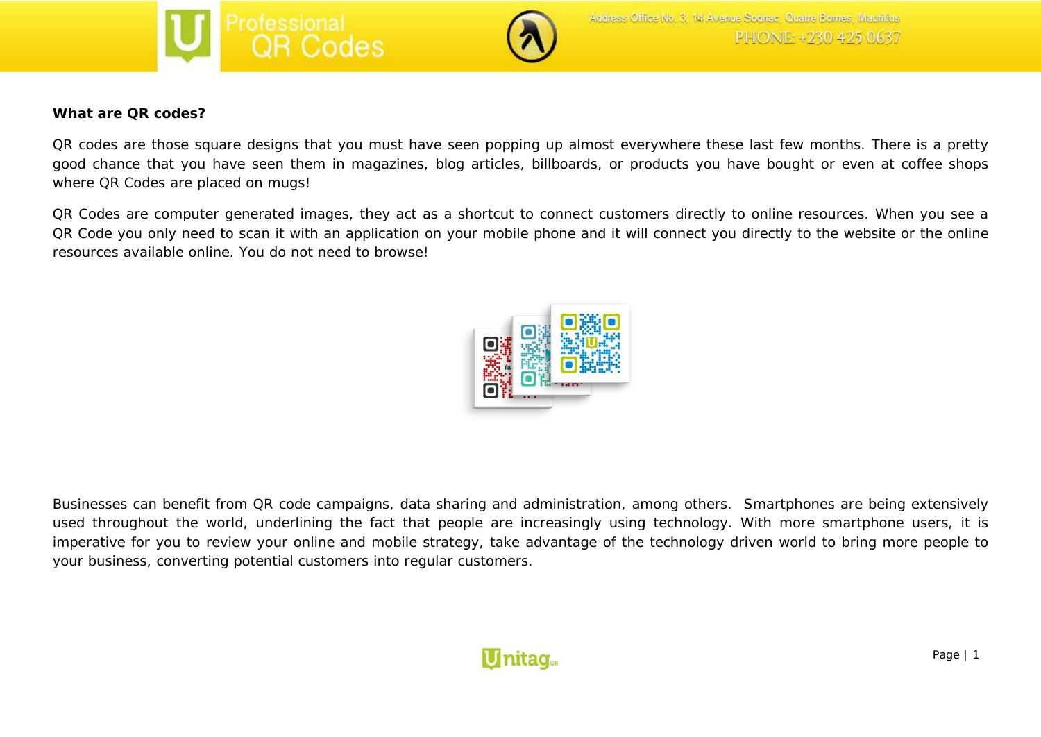**What are QR codes?**

QR codes are those square designs that you must have seen popping up almost everywhere these last few months. There is a pretty good chance that you have seen them in magazines, blog articles, billboards, or products you have bought or even at coffee shops where QR Codes are placed on mugs!

QR Codes are computer generated images, they act as a shortcut to connect customers directly to online resources. When you see a QR Code you only need to scan it with an application on your mobile phone and it will connect you directly to the website or the online resources available online. You do not need to browse!

Businesses can benefit from QR code campaigns, data sharing and administration, among others. Smartphones are being extensively used throughout the world, underlining the fact that people are increasingly using technology. With more smartphone users, it is imperative for you to review your online and mobile strategy, take advantage of the technology driven world to bring more people to your business, converting potential customers into regular customers.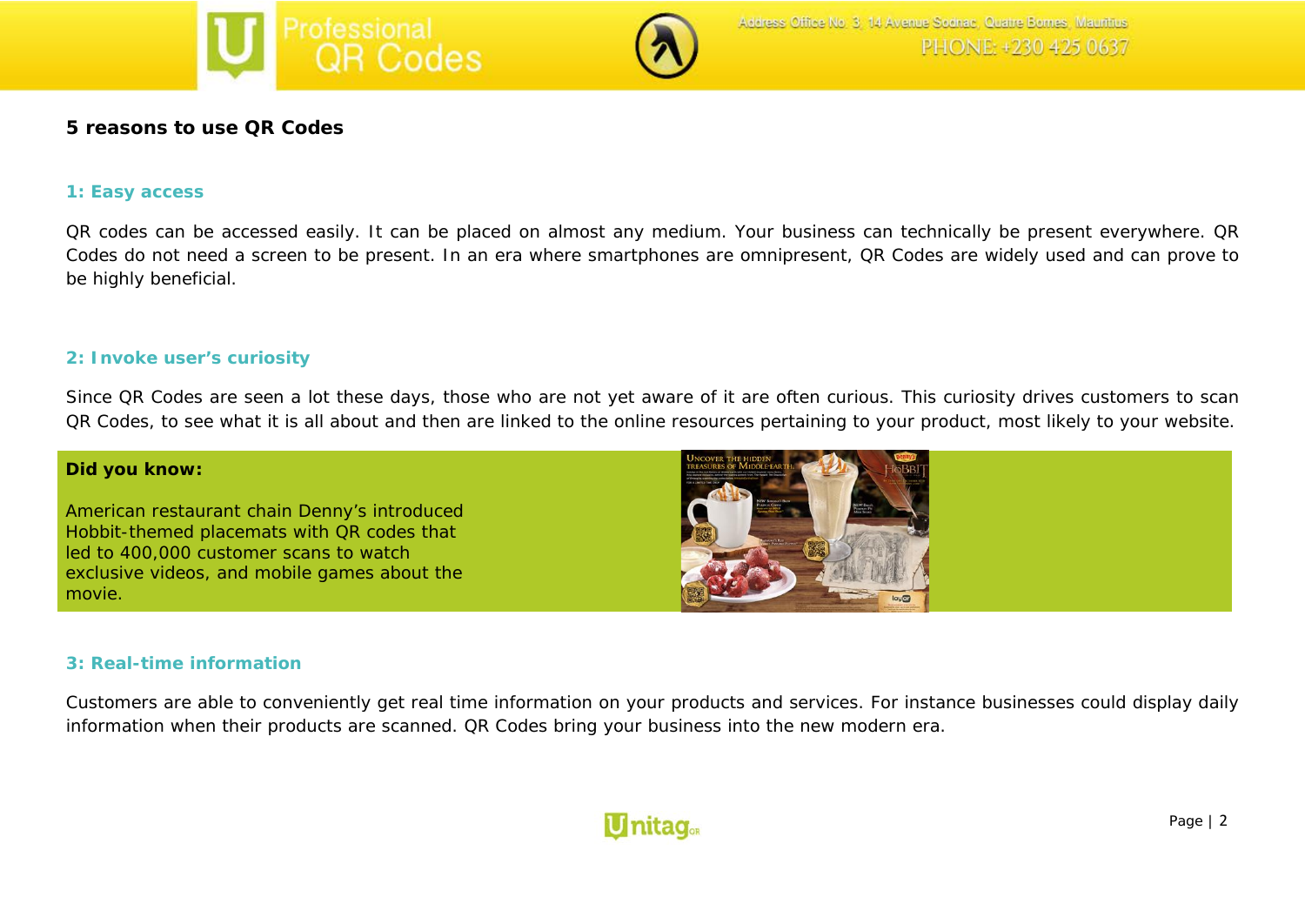**5 reasons to use QR Codes**

### 1: Easy access

QR codes can be accessed easily. It can be placed on almost any medium. Your business can technically be present everywhere. QR Codes do not need a screen to be present. In an era where smartphones are omnipresent, QR Codes are widely used and can prove to be highly beneficial.

### 2: Invoke user's curiosity

Since QR Codes are seen a lot these days, those who are not yet aware of it are often curious. This curiosity drives customers to scan QR Codes, to see what it is all about and then are linked to the online resources pertaining to your product, most likely to your website.

**Did you know:**

American restaurant chain Denny's introduced Hobbit-themed placemats with QR codes that led to 400,000 customer scans to watch exclusive videos, and mobile games about the movie.

### 3: Real-time information

Customers are able to conveniently get real time information on your products and services. For instance businesses could display daily information when their products are scanned. QR Codes bring your business into the new modern era.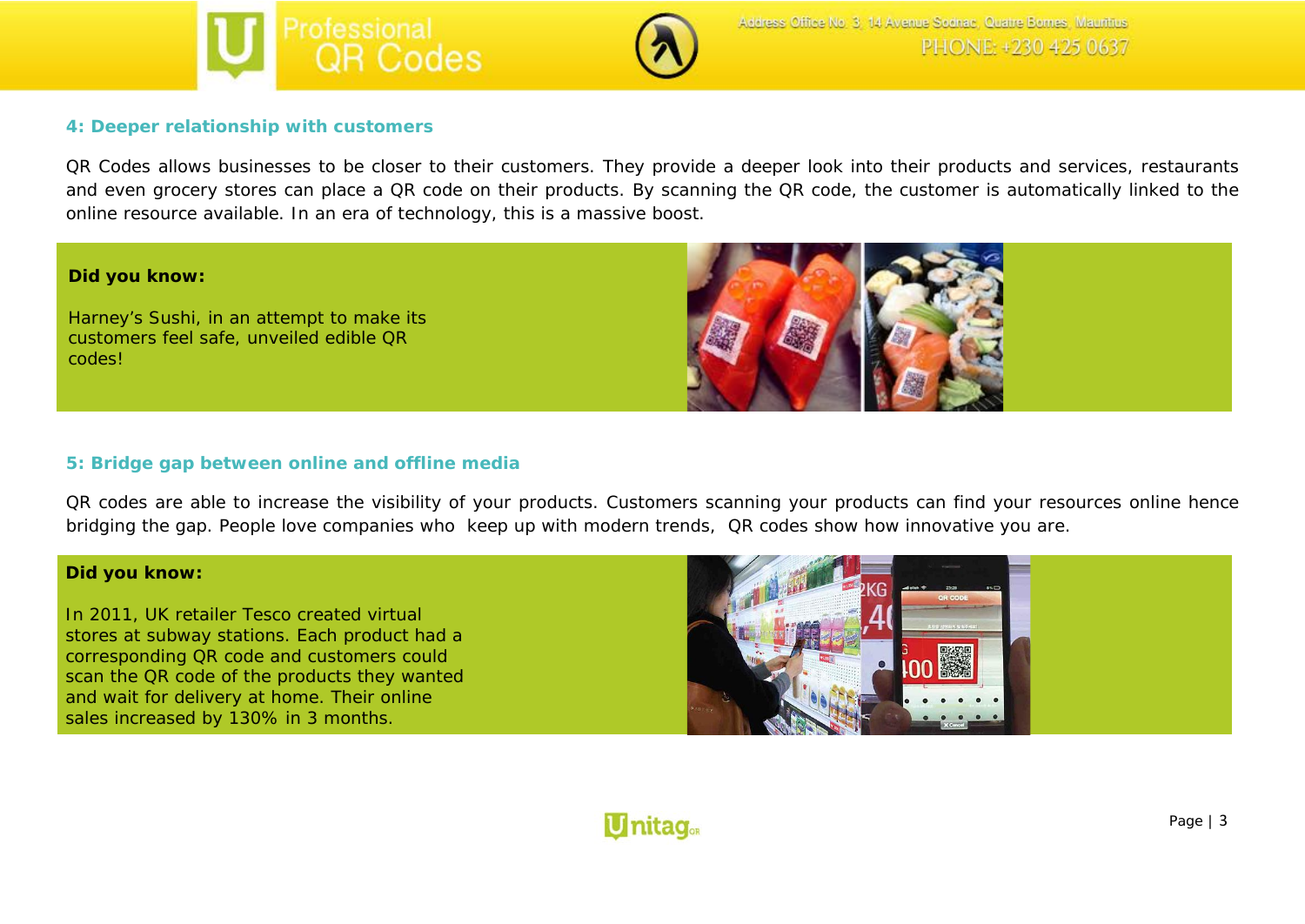### 4: Deeper relationship with customers

QR Codes allows businesses to be closer to their customers. They provide a deeper look into their products and services, restaurants and even grocery stores can place a QR code on their products. By scanning the QR code, the customer is automatically linked to the online resource available. In an era of technology, this is a massive boost.

**Did you know:**

Harney's Sushi, in an attempt to make its customers feel safe, unveiled edible QR codes!

### 5: Bridge gap between online and offline media

QR codes are able to increase the visibility of your products. Customers scanning your products can find your resources online hence bridging the gap. People love companies who keep up with modern trends, QR codes show how innovative you are.

**Did you know:**

In 2011, UK retailer Tesco created virtual stores at subway stations. Each product had a corresponding QR code and customers could scan the QR code of the products they wanted and wait for delivery at home. Their online sales increased by 130% in 3 months.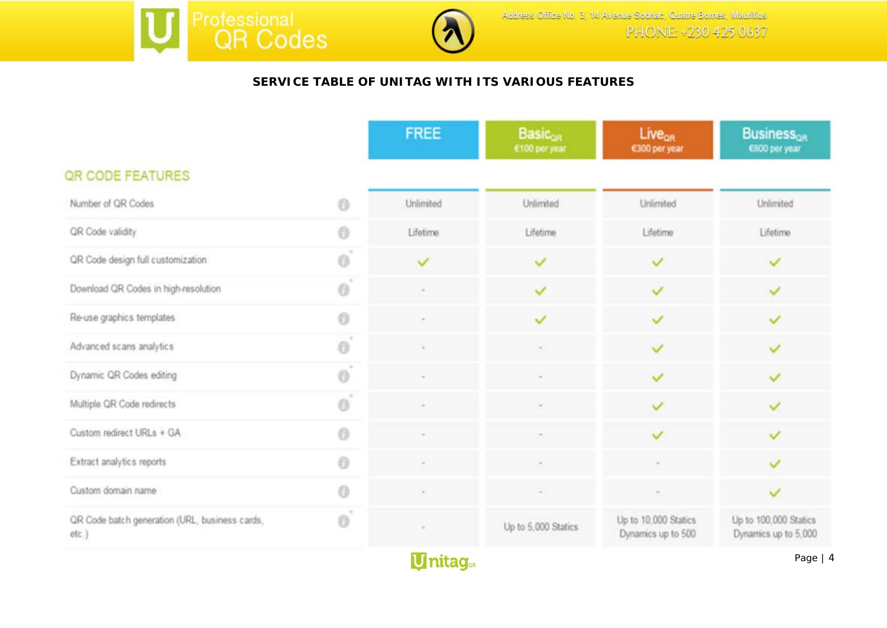## SERVICE TABLE OF UNITAG WITH ITS VARIOUS FEATURES

| QR CODE FEATURES | FREE | Basic$_{QR}$ €100 per year | Live$_{QR}$ €300 per year | Business$_{QR}$ €800 per year |
|---|---|---|---|---|
| Number of QR Codes | Unlimited | Unlimited | Unlimited | Unlimited |
| QR Code validity | Lifetime | Lifetime | Lifetime | Lifetime |
| QR Code design full customization | ✓ | ✓ | ✓ | ✓ |
| Download QR Codes in high-resolution | - | ✓ | ✓ | ✓ |
| Re-use graphics templates | - | ✓ | ✓ | ✓ |
| Advanced scans analytics | - | - | ✓ | ✓ |
| Dynamic QR Codes editing | - | - | ✓ | ✓ |
| Multiple QR Code redirects | - | - | ✓ | ✓ |
| Custom redirect URLs + GA | - | - | ✓ | ✓ |
| Extract analytics reports | - | - | - | ✓ |
| Custom domain name | - | - | - | ✓ |
| QR Code batch generation (URL, business cards, etc.) | - | Up to 5,000 Statics | Up to 10,000 Statics Dynamics up to 500 | Up to 100,000 Statics Dynamics up to 5,000 |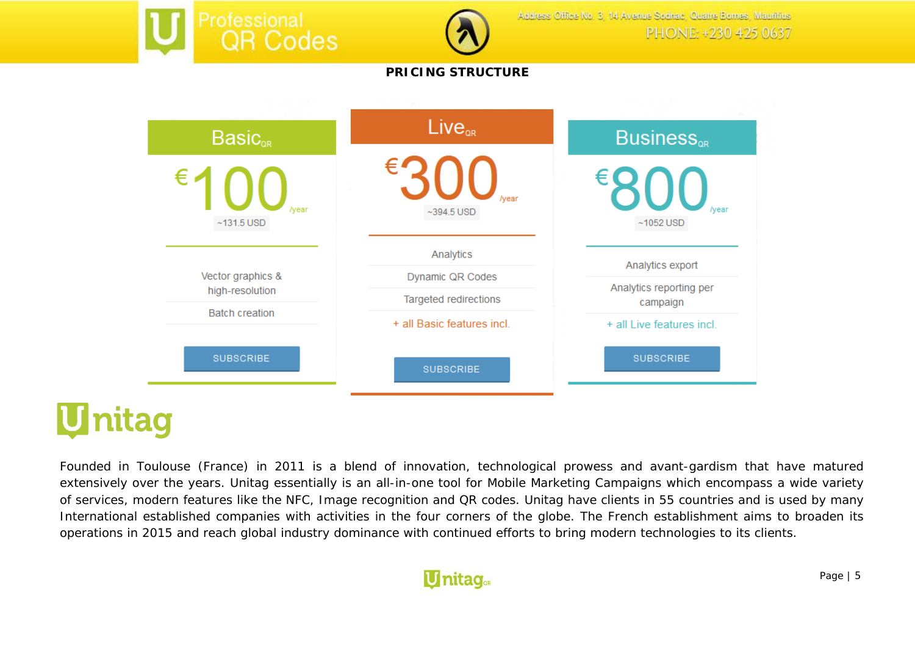**PRICING STRUCTURE**

## Basic$_{QR}$

€100 /year

~131.5 USD

- Vector graphics & high-resolution
- Batch creation

SUBSCRIBE

## Live$_{QR}$

€300 /year

~394.5 USD

- Analytics
- Dynamic QR Codes
- Targeted redirections
- + all Basic features incl.

SUBSCRIBE

## Business$_{QR}$

€800 /year

~1052 USD

- Analytics export
- Analytics reporting per campaign
- + all Live features incl.

SUBSCRIBE

# Unitag

Founded in Toulouse (France) in 2011 is a blend of innovation, technological prowess and avant-gardism that have matured extensively over the years. Unitag essentially is an all-in-one tool for Mobile Marketing Campaigns which encompass a wide variety of services, modern features like the NFC, Image recognition and QR codes. Unitag have clients in 55 countries and is used by many International established companies with activities in the four corners of the globe. The French establishment aims to broaden its operations in 2015 and reach global industry dominance with continued efforts to bring modern technologies to its clients.